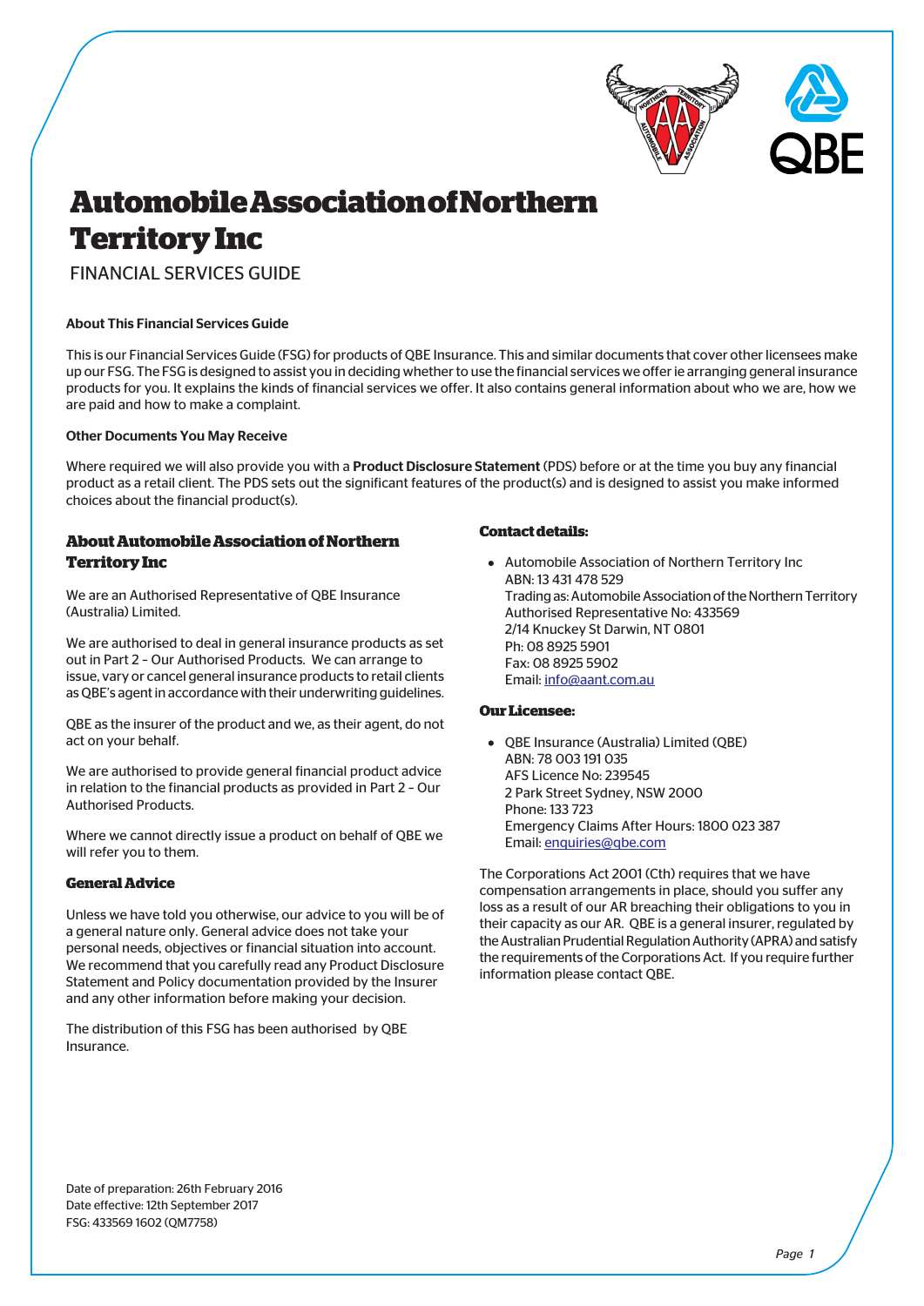# Automobile Association of Northern Territory Inc

FINANCIAL SERVICES GUIDE

**About This Financial Services Guide**

This is our Financial Services Guide (FSG) for products of QBE Insurance. This and similar documents that cover other licensees make up our FSG. The FSG is designed to assist you in deciding whether to use the financial services we offer ie arranging general insurance products for you. It explains the kinds of financial services we offer. It also contains general information about who we are, how we are paid and how to make a complaint.

**Other Documents You May Receive**

Where required we will also provide you with a **Product Disclosure Statement** (PDS) before or at the time you buy any financial product as a retail client. The PDS sets out the significant features of the product(s) and is designed to assist you make informed choices about the financial product(s).

## About Automobile Association of Northern Territory Inc

We are an Authorised Representative of QBE Insurance (Australia) Limited.

We are authorised to deal in general insurance products as set out in Part 2 – Our Authorised Products. We can arrange to issue, vary or cancel general insurance products to retail clients as QBE's agent in accordance with their underwriting guidelines.

QBE as the insurer of the product and we, as their agent, do not act on your behalf.

We are authorised to provide general financial product advice in relation to the financial products as provided in Part 2 - Our Authorised Products.

Where we cannot directly issue a product on behalf of QBE we will refer you to them.

### General Advice

Unless we have told you otherwise, our advice to you will be of a general nature only. General advice does not take your personal needs, objectives or financial situation into account. We recommend that you carefully read any Product Disclosure Statement and Policy documentation provided by the Insurer and any other information before making your decision.

The distribution of this FSG has been authorised by QBE Insurance.

### Contact details:

- Automobile Association of Northern Territory Inc
  ABN: 13 431 478 529
  Trading as: Automobile Association of the Northern Territory
  Authorised Representative No: 433569
  2/14 Knuckey St Darwin, NT 0801
  Ph: 08 8925 5901
  Fax: 08 8925 5902
  Email: info@aant.com.au

### Our Licensee:

- QBE Insurance (Australia) Limited (QBE)
  ABN: 78 003 191 035
  AFS Licence No: 239545
  2 Park Street Sydney, NSW 2000
  Phone: 133 723
  Emergency Claims After Hours: 1800 023 387
  Email: enquiries@qbe.com

The Corporations Act 2001 (Cth) requires that we have compensation arrangements in place, should you suffer any loss as a result of our AR breaching their obligations to you in their capacity as our AR. QBE is a general insurer, regulated by the Australian Prudential Regulation Authority (APRA) and satisfy the requirements of the Corporations Act. If you require further information please contact QBE.

Date of preparation: 26th February 2016
Date effective: 12th September 2017
FSG: 433569 1602 (QM7758)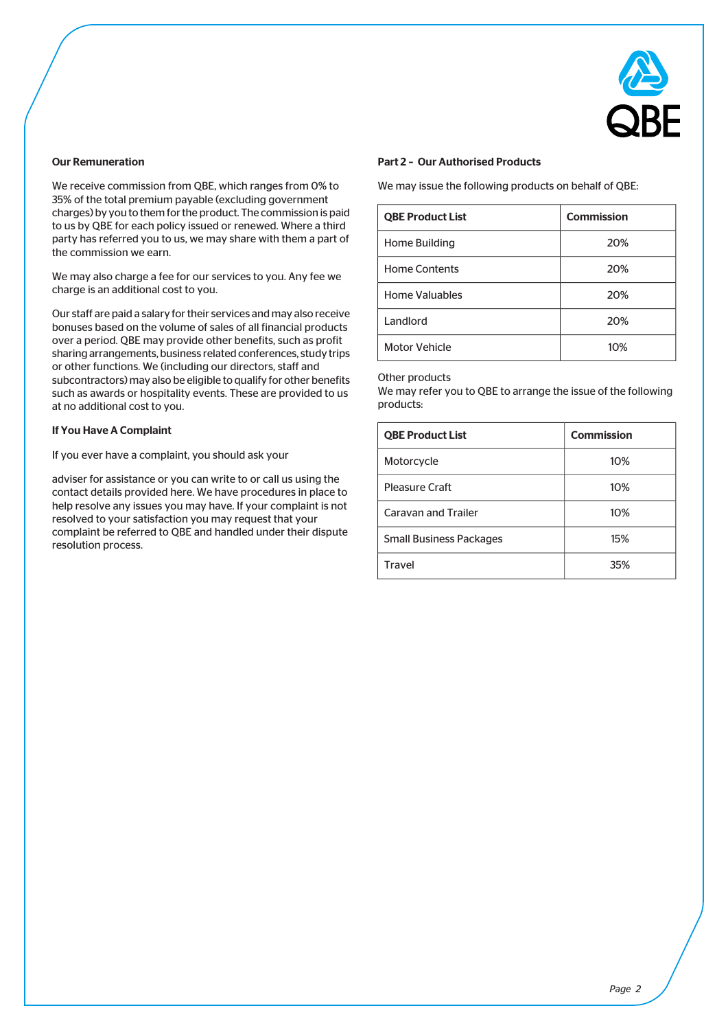## Our Remuneration

We receive commission from QBE, which ranges from 0% to 35% of the total premium payable (excluding government charges) by you to them for the product. The commission is paid to us by QBE for each policy issued or renewed. Where a third party has referred you to us, we may share with them a part of the commission we earn.

We may also charge a fee for our services to you. Any fee we charge is an additional cost to you.

Our staff are paid a salary for their services and may also receive bonuses based on the volume of sales of all financial products over a period. QBE may provide other benefits, such as profit sharing arrangements, business related conferences, study trips or other functions. We (including our directors, staff and subcontractors) may also be eligible to qualify for other benefits such as awards or hospitality events. These are provided to us at no additional cost to you.

## If You Have A Complaint

If you ever have a complaint, you should ask your

adviser for assistance or you can write to or call us using the contact details provided here. We have procedures in place to help resolve any issues you may have. If your complaint is not resolved to your satisfaction you may request that your complaint be referred to QBE and handled under their dispute resolution process.

## Part 2 – Our Authorised Products

We may issue the following products on behalf of QBE:

| QBE Product List | Commission |
|---|---|
| Home Building | 20% |
| Home Contents | 20% |
| Home Valuables | 20% |
| Landlord | 20% |
| Motor Vehicle | 10% |

Other products
We may refer you to QBE to arrange the issue of the following products:

| QBE Product List | Commission |
|---|---|
| Motorcycle | 10% |
| Pleasure Craft | 10% |
| Caravan and Trailer | 10% |
| Small Business Packages | 15% |
| Travel | 35% |